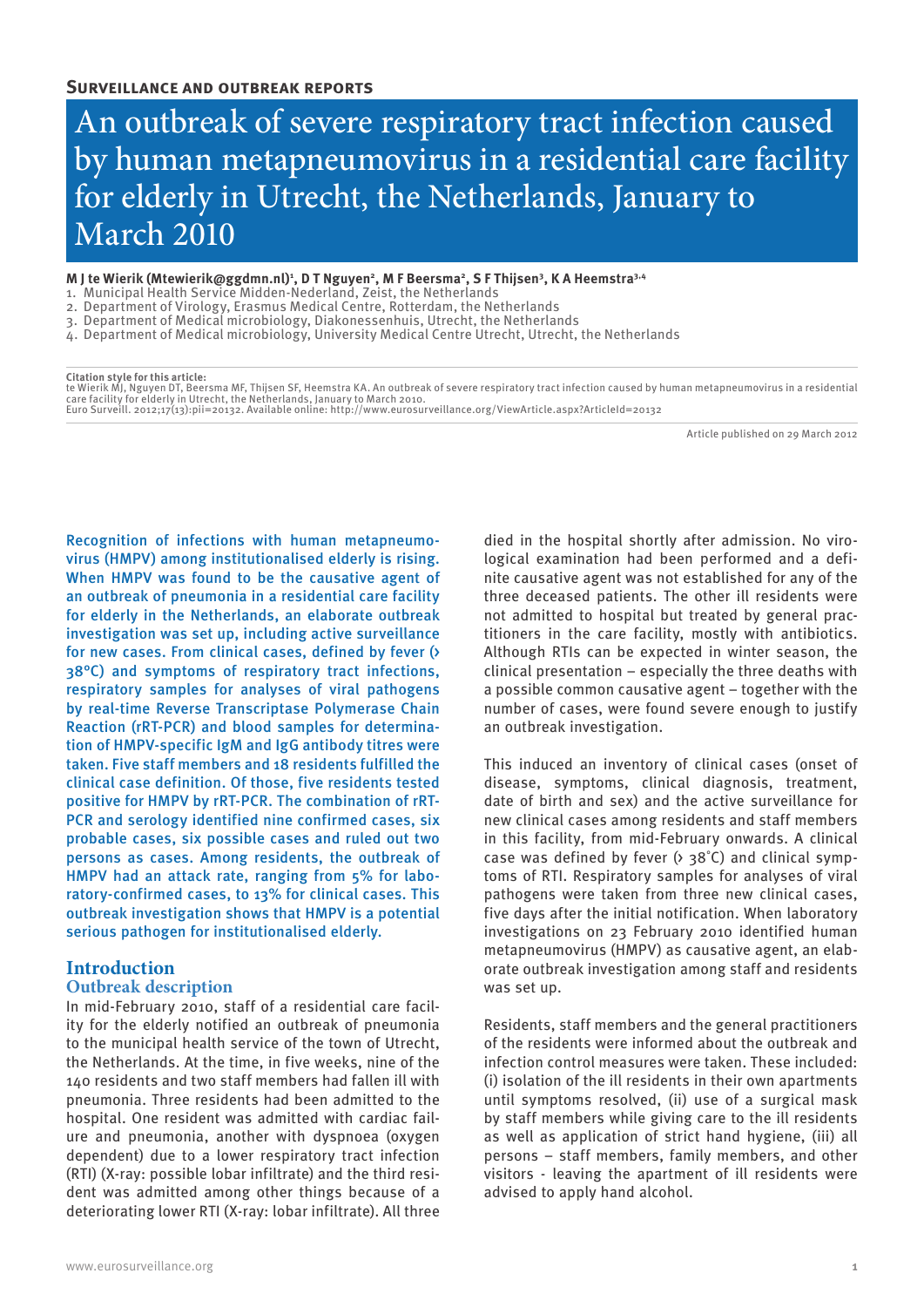**Surveillance and outbreak reports**

# An outbreak of severe respiratory tract infection caused by human metapneumovirus in a residential care facility for elderly in Utrecht, the Netherlands, January to March 2010

**M J te Wierik (Mtewierik@ggdmn.nl)[1], D T Nguyen[2], M F Beersma[2], S F Thijsen[3], K A Heemstra[3,4]**

1. Municipal Health Service Midden-Nederland, Zeist, the Netherlands
2. Department of Virology, Erasmus Medical Centre, Rotterdam, the Netherlands
3. Department of Medical microbiology, Diakonessenhuis, Utrecht, the Netherlands
4. Department of Medical microbiology, University Medical Centre Utrecht, Utrecht, the Netherlands

**Citation style for this article:**
te Wierik MJ, Nguyen DT, Beersma MF, Thijsen SF, Heemstra KA. An outbreak of severe respiratory tract infection caused by human metapneumovirus in a residential care facility for elderly in Utrecht, the Netherlands, January to March 2010.
Euro Surveill. 2012;17(13):pii=20132. Available online: http://www.eurosurveillance.org/ViewArticle.aspx?ArticleId=20132

Article published on 29 March 2012

Recognition of infections with human metapneumovirus (HMPV) among institutionalised elderly is rising. When HMPV was found to be the causative agent of an outbreak of pneumonia in a residential care facility for elderly in the Netherlands, an elaborate outbreak investigation was set up, including active surveillance for new cases. From clinical cases, defined by fever (> 38°C) and symptoms of respiratory tract infections, respiratory samples for analyses of viral pathogens by real-time Reverse Transcriptase Polymerase Chain Reaction (rRT-PCR) and blood samples for determination of HMPV-specific IgM and IgG antibody titres were taken. Five staff members and 18 residents fulfilled the clinical case definition. Of those, five residents tested positive for HMPV by rRT-PCR. The combination of rRT-PCR and serology identified nine confirmed cases, six probable cases, six possible cases and ruled out two persons as cases. Among residents, the outbreak of HMPV had an attack rate, ranging from 5% for laboratory-confirmed cases, to 13% for clinical cases. This outbreak investigation shows that HMPV is a potential serious pathogen for institutionalised elderly.

## Introduction

### Outbreak description

In mid-February 2010, staff of a residential care facility for the elderly notified an outbreak of pneumonia to the municipal health service of the town of Utrecht, the Netherlands. At the time, in five weeks, nine of the 140 residents and two staff members had fallen ill with pneumonia. Three residents had been admitted to the hospital. One resident was admitted with cardiac failure and pneumonia, another with dyspnoea (oxygen dependent) due to a lower respiratory tract infection (RTI) (X-ray: possible lobar infiltrate) and the third resident was admitted among other things because of a deteriorating lower RTI (X-ray: lobar infiltrate). All three died in the hospital shortly after admission. No virological examination had been performed and a definite causative agent was not established for any of the three deceased patients. The other ill residents were not admitted to hospital but treated by general practitioners in the care facility, mostly with antibiotics. Although RTIs can be expected in winter season, the clinical presentation – especially the three deaths with a possible common causative agent – together with the number of cases, were found severe enough to justify an outbreak investigation.

This induced an inventory of clinical cases (onset of disease, symptoms, clinical diagnosis, treatment, date of birth and sex) and the active surveillance for new clinical cases among residents and staff members in this facility, from mid-February onwards. A clinical case was defined by fever (> 38°C) and clinical symptoms of RTI. Respiratory samples for analyses of viral pathogens were taken from three new clinical cases, five days after the initial notification. When laboratory investigations on 23 February 2010 identified human metapneumovirus (HMPV) as causative agent, an elaborate outbreak investigation among staff and residents was set up.

Residents, staff members and the general practitioners of the residents were informed about the outbreak and infection control measures were taken. These included: (i) isolation of the ill residents in their own apartments until symptoms resolved, (ii) use of a surgical mask by staff members while giving care to the ill residents as well as application of strict hand hygiene, (iii) all persons – staff members, family members, and other visitors - leaving the apartment of ill residents were advised to apply hand alcohol.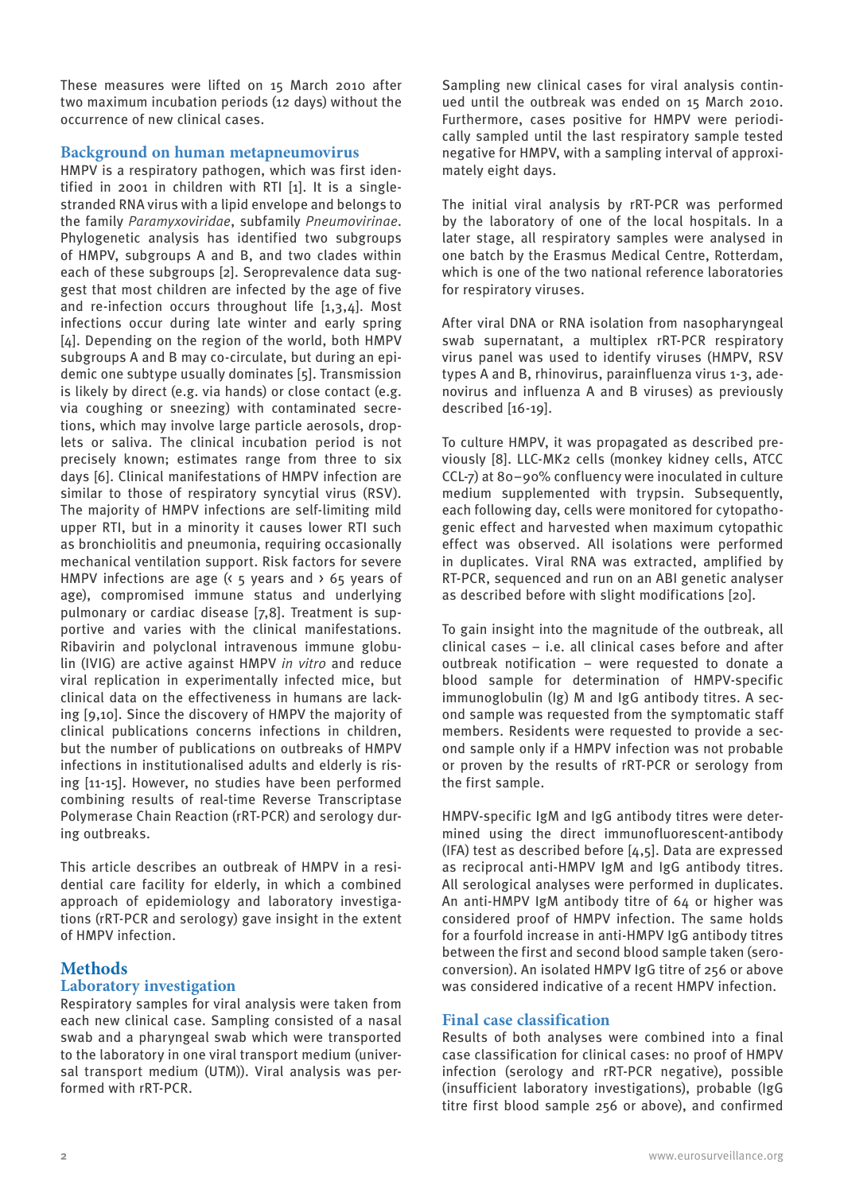These measures were lifted on 15 March 2010 after two maximum incubation periods (12 days) without the occurrence of new clinical cases.

## Background on human metapneumovirus

HMPV is a respiratory pathogen, which was first identified in 2001 in children with RTI [1]. It is a single-stranded RNA virus with a lipid envelope and belongs to the family *Paramyxoviridae*, subfamily *Pneumovirinae*. Phylogenetic analysis has identified two subgroups of HMPV, subgroups A and B, and two clades within each of these subgroups [2]. Seroprevalence data suggest that most children are infected by the age of five and re-infection occurs throughout life [1,3,4]. Most infections occur during late winter and early spring [4]. Depending on the region of the world, both HMPV subgroups A and B may co-circulate, but during an epidemic one subtype usually dominates [5]. Transmission is likely by direct (e.g. via hands) or close contact (e.g. via coughing or sneezing) with contaminated secretions, which may involve large particle aerosols, droplets or saliva. The clinical incubation period is not precisely known; estimates range from three to six days [6]. Clinical manifestations of HMPV infection are similar to those of respiratory syncytial virus (RSV). The majority of HMPV infections are self-limiting mild upper RTI, but in a minority it causes lower RTI such as bronchiolitis and pneumonia, requiring occasionally mechanical ventilation support. Risk factors for severe HMPV infections are age (< 5 years and > 65 years of age), compromised immune status and underlying pulmonary or cardiac disease [7,8]. Treatment is supportive and varies with the clinical manifestations. Ribavirin and polyclonal intravenous immune globulin (IVIG) are active against HMPV *in vitro* and reduce viral replication in experimentally infected mice, but clinical data on the effectiveness in humans are lacking [9,10]. Since the discovery of HMPV the majority of clinical publications concerns infections in children, but the number of publications on outbreaks of HMPV infections in institutionalised adults and elderly is rising [11-15]. However, no studies have been performed combining results of real-time Reverse Transcriptase Polymerase Chain Reaction (rRT-PCR) and serology during outbreaks.

This article describes an outbreak of HMPV in a residential care facility for elderly, in which a combined approach of epidemiology and laboratory investigations (rRT-PCR and serology) gave insight in the extent of HMPV infection.

# Methods

## Laboratory investigation

Respiratory samples for viral analysis were taken from each new clinical case. Sampling consisted of a nasal swab and a pharyngeal swab which were transported to the laboratory in one viral transport medium (universal transport medium (UTM)). Viral analysis was performed with rRT-PCR.

Sampling new clinical cases for viral analysis continued until the outbreak was ended on 15 March 2010. Furthermore, cases positive for HMPV were periodically sampled until the last respiratory sample tested negative for HMPV, with a sampling interval of approximately eight days.

The initial viral analysis by rRT-PCR was performed by the laboratory of one of the local hospitals. In a later stage, all respiratory samples were analysed in one batch by the Erasmus Medical Centre, Rotterdam, which is one of the two national reference laboratories for respiratory viruses.

After viral DNA or RNA isolation from nasopharyngeal swab supernatant, a multiplex rRT-PCR respiratory virus panel was used to identify viruses (HMPV, RSV types A and B, rhinovirus, parainfluenza virus 1-3, adenovirus and influenza A and B viruses) as previously described [16-19].

To culture HMPV, it was propagated as described previously [8]. LLC-MK2 cells (monkey kidney cells, ATCC CCL-7) at 80–90% confluency were inoculated in culture medium supplemented with trypsin. Subsequently, each following day, cells were monitored for cytopathogenic effect and harvested when maximum cytopathic effect was observed. All isolations were performed in duplicates. Viral RNA was extracted, amplified by RT-PCR, sequenced and run on an ABI genetic analyser as described before with slight modifications [20].

To gain insight into the magnitude of the outbreak, all clinical cases – i.e. all clinical cases before and after outbreak notification – were requested to donate a blood sample for determination of HMPV-specific immunoglobulin (Ig) M and IgG antibody titres. A second sample was requested from the symptomatic staff members. Residents were requested to provide a second sample only if a HMPV infection was not probable or proven by the results of rRT-PCR or serology from the first sample.

HMPV-specific IgM and IgG antibody titres were determined using the direct immunofluorescent-antibody (IFA) test as described before [4,5]. Data are expressed as reciprocal anti-HMPV IgM and IgG antibody titres. All serological analyses were performed in duplicates. An anti-HMPV IgM antibody titre of 64 or higher was considered proof of HMPV infection. The same holds for a fourfold increase in anti-HMPV IgG antibody titres between the first and second blood sample taken (seroconversion). An isolated HMPV IgG titre of 256 or above was considered indicative of a recent HMPV infection.

## Final case classification

Results of both analyses were combined into a final case classification for clinical cases: no proof of HMPV infection (serology and rRT-PCR negative), possible (insufficient laboratory investigations), probable (IgG titre first blood sample 256 or above), and confirmed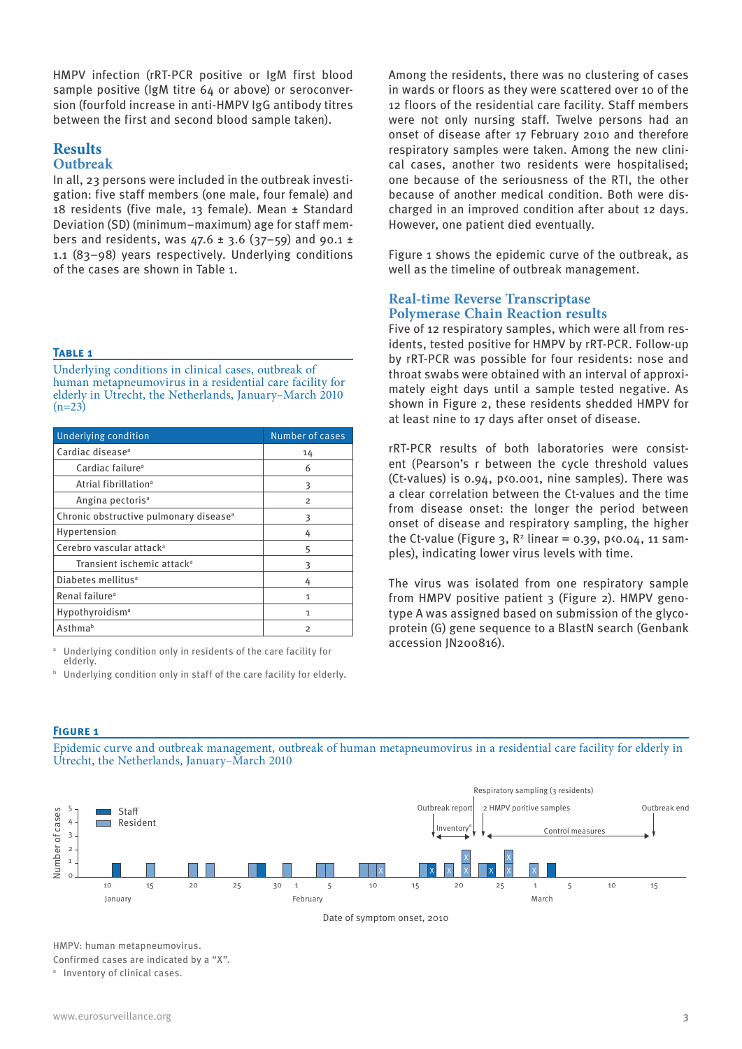HMPV infection (rRT-PCR positive or IgM first blood sample positive (IgM titre 64 or above) or seroconversion (fourfold increase in anti-HMPV IgG antibody titres between the first and second blood sample taken).

# Results

## Outbreak

In all, 23 persons were included in the outbreak investigation: five staff members (one male, four female) and 18 residents (five male, 13 female). Mean ± Standard Deviation (SD) (minimum–maximum) age for staff members and residents, was 47.6 ± 3.6 (37–59) and 90.1 ± 1.1 (83–98) years respectively. Underlying conditions of the cases are shown in Table 1.

**Table 1**

Underlying conditions in clinical cases, outbreak of human metapneumovirus in a residential care facility for elderly in Utrecht, the Netherlands, January–March 2010 (n=23)

| Underlying condition | Number of cases |
|---|---|
| Cardiac disease[a] | 14 |
| Cardiac failure[a] | 6 |
| Atrial fibrillation[a] | 3 |
| Angina pectoris[a] | 2 |
| Chronic obstructive pulmonary disease[a] | 3 |
| Hypertension | 4 |
| Cerebro vascular attack[a] | 5 |
| Transient ischemic attack[a] | 3 |
| Diabetes mellitus[a] | 4 |
| Renal failure[a] | 1 |
| Hypothyroidism[a] | 1 |
| Asthma[b] | 2 |

[a] Underlying condition only in residents of the care facility for elderly.

[b] Underlying condition only in staff of the care facility for elderly.

Among the residents, there was no clustering of cases in wards or floors as they were scattered over 10 of the 12 floors of the residential care facility. Staff members were not only nursing staff. Twelve persons had an onset of disease after 17 February 2010 and therefore respiratory samples were taken. Among the new clinical cases, another two residents were hospitalised; one because of the seriousness of the RTI, the other because of another medical condition. Both were discharged in an improved condition after about 12 days. However, one patient died eventually.

Figure 1 shows the epidemic curve of the outbreak, as well as the timeline of outbreak management.

## Real-time Reverse Transcriptase Polymerase Chain Reaction results

Five of 12 respiratory samples, which were all from residents, tested positive for HMPV by rRT-PCR. Follow-up by rRT-PCR was possible for four residents: nose and throat swabs were obtained with an interval of approximately eight days until a sample tested negative. As shown in Figure 2, these residents shedded HMPV for at least nine to 17 days after onset of disease.

rRT-PCR results of both laboratories were consistent (Pearson's r between the cycle threshold values (Ct-values) is 0.94, $p<0.001$, nine samples). There was a clear correlation between the Ct-values and the time from disease onset: the longer the period between onset of disease and respiratory sampling, the higher the Ct-value (Figure 3, $R^2$ linear = 0.39, $p<0.04$, 11 samples), indicating lower virus levels with time.

The virus was isolated from one respiratory sample from HMPV positive patient 3 (Figure 2). HMPV genotype A was assigned based on submission of the glycoprotein (G) gene sequence to a BlastN search (Genbank accession JN200816).

**Figure 1**

Epidemic curve and outbreak management, outbreak of human metapneumovirus in a residential care facility for elderly in Utrecht, the Netherlands, January–March 2010

HMPV: human metapneumovirus.

Confirmed cases are indicated by a "X".

[a] Inventory of clinical cases.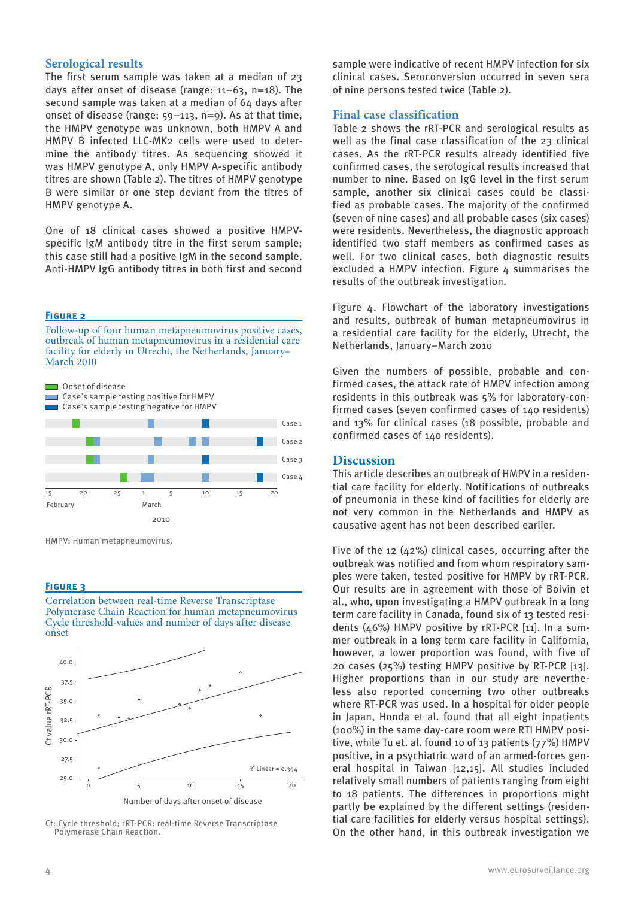## Serological results

The first serum sample was taken at a median of 23 days after onset of disease (range: 11–63, n=18). The second sample was taken at a median of 64 days after onset of disease (range: 59–113, n=9). As at that time, the HMPV genotype was unknown, both HMPV A and HMPV B infected LLC-MK2 cells were used to determine the antibody titres. As sequencing showed it was HMPV genotype A, only HMPV A-specific antibody titres are shown (Table 2). The titres of HMPV genotype B were similar or one step deviant from the titres of HMPV genotype A.

One of 18 clinical cases showed a positive HMPV-specific IgM antibody titre in the first serum sample; this case still had a positive IgM in the second sample. Anti-HMPV IgG antibody titres in both first and second sample were indicative of recent HMPV infection for six clinical cases. Seroconversion occurred in seven sera of nine persons tested twice (Table 2).

**Figure 2**

Follow-up of four human metapneumovirus positive cases, outbreak of human metapneumovirus in a residential care facility for elderly in Utrecht, the Netherlands, January–March 2010

HMPV: Human metapneumovirus.

**Figure 3**

Correlation between real-time Reverse Transcriptase Polymerase Chain Reaction for human metapneumovirus Cycle threshold-values and number of days after disease onset

Ct: Cycle threshold; rRT-PCR: real-time Reverse Transcriptase Polymerase Chain Reaction.

## Final case classification

Table 2 shows the rRT-PCR and serological results as well as the final case classification of the 23 clinical cases. As the rRT-PCR results already identified five confirmed cases, the serological results increased that number to nine. Based on IgG level in the first serum sample, another six clinical cases could be classified as probable cases. The majority of the confirmed (seven of nine cases) and all probable cases (six cases) were residents. Nevertheless, the diagnostic approach identified two staff members as confirmed cases as well. For two clinical cases, both diagnostic results excluded a HMPV infection. Figure 4 summarises the results of the outbreak investigation.

Figure 4. Flowchart of the laboratory investigations and results, outbreak of human metapneumovirus in a residential care facility for the elderly, Utrecht, the Netherlands, January–March 2010

Given the numbers of possible, probable and confirmed cases, the attack rate of HMPV infection among residents in this outbreak was 5% for laboratory-confirmed cases (seven confirmed cases of 140 residents) and 13% for clinical cases (18 possible, probable and confirmed cases of 140 residents).

## Discussion

This article describes an outbreak of HMPV in a residential care facility for elderly. Notifications of outbreaks of pneumonia in these kind of facilities for elderly are not very common in the Netherlands and HMPV as causative agent has not been described earlier.

Five of the 12 (42%) clinical cases, occurring after the outbreak was notified and from whom respiratory samples were taken, tested positive for HMPV by rRT-PCR. Our results are in agreement with those of Boivin et al., who, upon investigating a HMPV outbreak in a long term care facility in Canada, found six of 13 tested residents (46%) HMPV positive by rRT-PCR [11]. In a summer outbreak in a long term care facility in California, however, a lower proportion was found, with five of 20 cases (25%) testing HMPV positive by RT-PCR [13]. Higher proportions than in our study are nevertheless also reported concerning two other outbreaks where RT-PCR was used. In a hospital for older people in Japan, Honda et al. found that all eight inpatients (100%) in the same day-care room were RTI HMPV positive, while Tu et. al. found 10 of 13 patients (77%) HMPV positive, in a psychiatric ward of an armed-forces general hospital in Taiwan [12,15]. All studies included relatively small numbers of patients ranging from eight to 18 patients. The differences in proportions might partly be explained by the different settings (residential care facilities for elderly versus hospital settings). On the other hand, in this outbreak investigation we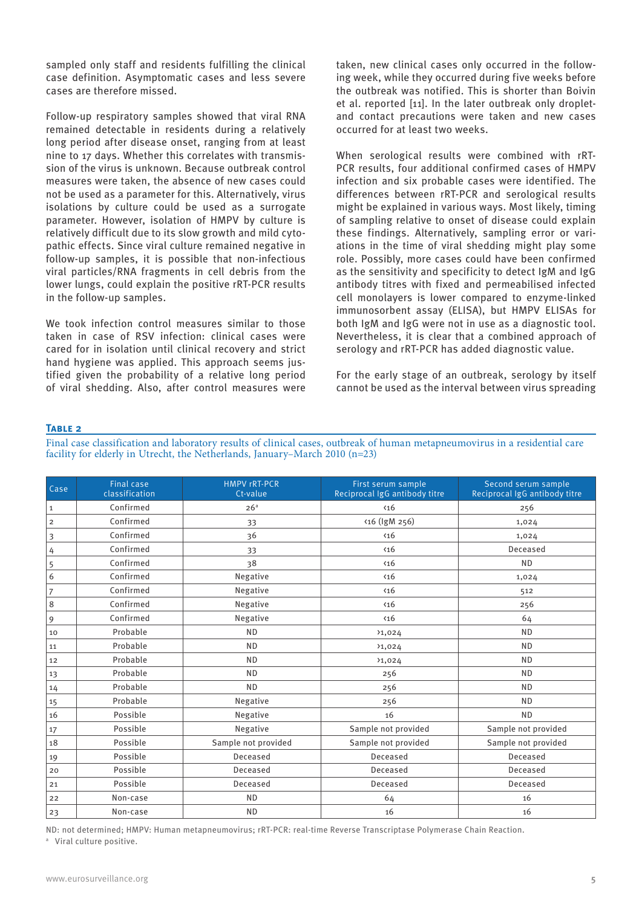sampled only staff and residents fulfilling the clinical case definition. Asymptomatic cases and less severe cases are therefore missed.

Follow-up respiratory samples showed that viral RNA remained detectable in residents during a relatively long period after disease onset, ranging from at least nine to 17 days. Whether this correlates with transmission of the virus is unknown. Because outbreak control measures were taken, the absence of new cases could not be used as a parameter for this. Alternatively, virus isolations by culture could be used as a surrogate parameter. However, isolation of HMPV by culture is relatively difficult due to its slow growth and mild cytopathic effects. Since viral culture remained negative in follow-up samples, it is possible that non-infectious viral particles/RNA fragments in cell debris from the lower lungs, could explain the positive rRT-PCR results in the follow-up samples.

We took infection control measures similar to those taken in case of RSV infection: clinical cases were cared for in isolation until clinical recovery and strict hand hygiene was applied. This approach seems justified given the probability of a relative long period of viral shedding. Also, after control measures were taken, new clinical cases only occurred in the following week, while they occurred during five weeks before the outbreak was notified. This is shorter than Boivin et al. reported [11]. In the later outbreak only droplet- and contact precautions were taken and new cases occurred for at least two weeks.

When serological results were combined with rRT-PCR results, four additional confirmed cases of HMPV infection and six probable cases were identified. The differences between rRT-PCR and serological results might be explained in various ways. Most likely, timing of sampling relative to onset of disease could explain these findings. Alternatively, sampling error or variations in the time of viral shedding might play some role. Possibly, more cases could have been confirmed as the sensitivity and specificity to detect IgM and IgG antibody titres with fixed and permeabilised infected cell monolayers is lower compared to enzyme-linked immunosorbent assay (ELISA), but HMPV ELISAs for both IgM and IgG were not in use as a diagnostic tool. Nevertheless, it is clear that a combined approach of serology and rRT-PCR has added diagnostic value.

For the early stage of an outbreak, serology by itself cannot be used as the interval between virus spreading

**Table 2**

Final case classification and laboratory results of clinical cases, outbreak of human metapneumovirus in a residential care facility for elderly in Utrecht, the Netherlands, January–March 2010 (n=23)

| Case | Final case classification | HMPV rRT-PCR Ct-value | First serum sample Reciprocal IgG antibody titre | Second serum sample Reciprocal IgG antibody titre |
|---|---|---|---|---|
| 1 | Confirmed | 26[a] | <16 | 256 |
| 2 | Confirmed | 33 | <16 (IgM 256) | 1,024 |
| 3 | Confirmed | 36 | <16 | 1,024 |
| 4 | Confirmed | 33 | <16 | Deceased |
| 5 | Confirmed | 38 | <16 | ND |
| 6 | Confirmed | Negative | <16 | 1,024 |
| 7 | Confirmed | Negative | <16 | 512 |
| 8 | Confirmed | Negative | <16 | 256 |
| 9 | Confirmed | Negative | <16 | 64 |
| 10 | Probable | ND | >1,024 | ND |
| 11 | Probable | ND | >1,024 | ND |
| 12 | Probable | ND | >1,024 | ND |
| 13 | Probable | ND | 256 | ND |
| 14 | Probable | ND | 256 | ND |
| 15 | Probable | Negative | 256 | ND |
| 16 | Possible | Negative | 16 | ND |
| 17 | Possible | Negative | Sample not provided | Sample not provided |
| 18 | Possible | Sample not provided | Sample not provided | Sample not provided |
| 19 | Possible | Deceased | Deceased | Deceased |
| 20 | Possible | Deceased | Deceased | Deceased |
| 21 | Possible | Deceased | Deceased | Deceased |
| 22 | Non-case | ND | 64 | 16 |
| 23 | Non-case | ND | 16 | 16 |

ND: not determined; HMPV: Human metapneumovirus; rRT-PCR: real-time Reverse Transcriptase Polymerase Chain Reaction.

[a] Viral culture positive.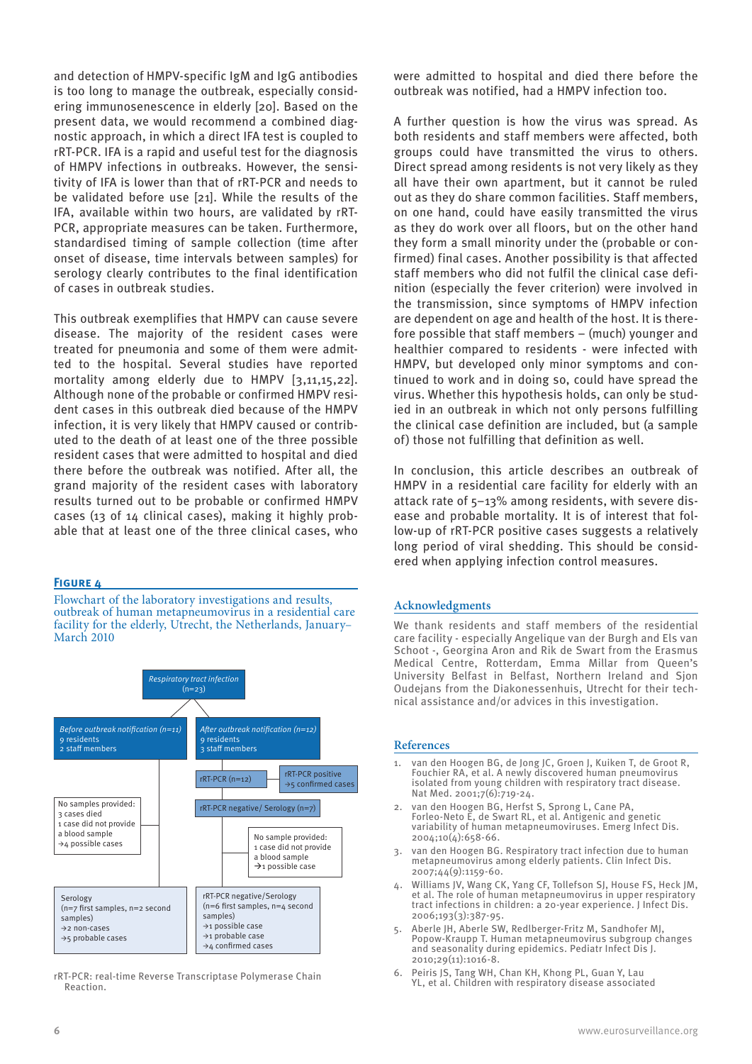and detection of HMPV-specific IgM and IgG antibodies is too long to manage the outbreak, especially considering immunosenescence in elderly [20]. Based on the present data, we would recommend a combined diagnostic approach, in which a direct IFA test is coupled to rRT-PCR. IFA is a rapid and useful test for the diagnosis of HMPV infections in outbreaks. However, the sensitivity of IFA is lower than that of rRT-PCR and needs to be validated before use [21]. While the results of the IFA, available within two hours, are validated by rRT-PCR, appropriate measures can be taken. Furthermore, standardised timing of sample collection (time after onset of disease, time intervals between samples) for serology clearly contributes to the final identification of cases in outbreak studies.

This outbreak exemplifies that HMPV can cause severe disease. The majority of the resident cases were treated for pneumonia and some of them were admitted to the hospital. Several studies have reported mortality among elderly due to HMPV [3,11,15,22]. Although none of the probable or confirmed HMPV resident cases in this outbreak died because of the HMPV infection, it is very likely that HMPV caused or contributed to the death of at least one of the three possible resident cases that were admitted to hospital and died there before the outbreak was notified. After all, the grand majority of the resident cases with laboratory results turned out to be probable or confirmed HMPV cases (13 of 14 clinical cases), making it highly probable that at least one of the three clinical cases, who were admitted to hospital and died there before the outbreak was notified, had a HMPV infection too.

A further question is how the virus was spread. As both residents and staff members were affected, both groups could have transmitted the virus to others. Direct spread among residents is not very likely as they all have their own apartment, but it cannot be ruled out as they do share common facilities. Staff members, on one hand, could have easily transmitted the virus as they do work over all floors, but on the other hand they form a small minority under the (probable or confirmed) final cases. Another possibility is that affected staff members who did not fulfil the clinical case definition (especially the fever criterion) were involved in the transmission, since symptoms of HMPV infection are dependent on age and health of the host. It is therefore possible that staff members – (much) younger and healthier compared to residents - were infected with HMPV, but developed only minor symptoms and continued to work and in doing so, could have spread the virus. Whether this hypothesis holds, can only be studied in an outbreak in which not only persons fulfilling the clinical case definition are included, but (a sample of) those not fulfilling that definition as well.

In conclusion, this article describes an outbreak of HMPV in a residential care facility for elderly with an attack rate of 5–13% among residents, with severe disease and probable mortality. It is of interest that follow-up of rRT-PCR positive cases suggests a relatively long period of viral shedding. This should be considered when applying infection control measures.

**Figure 4**

Flowchart of the laboratory investigations and results, outbreak of human metapneumovirus in a residential care facility for the elderly, Utrecht, the Netherlands, January–March 2010

Respiratory tract infection (n=23)

- *Before outbreak notification (n=11)*: 9 residents, 2 staff members
  - No samples provided: 3 cases died, 1 case did not provide a blood sample →4 possible cases
  - Serology (n=7 first samples, n=2 second samples) →2 non-cases →5 probable cases
- *After outbreak notification (n=12)*: 9 residents, 3 staff members
  - rRT-PCR (n=12)
    - rRT-PCR positive →5 confirmed cases
    - rRT-PCR negative/ Serology (n=7)
      - No sample provided: 1 case did not provide a blood sample →1 possible case
      - rRT-PCR negative/Serology (n=6 first samples, n=4 second samples) →1 possible case →1 probable case →4 confirmed cases

rRT-PCR: real-time Reverse Transcriptase Polymerase Chain Reaction.

## Acknowledgments

We thank residents and staff members of the residential care facility - especially Angelique van der Burgh and Els van Schoot -, Georgina Aron and Rik de Swart from the Erasmus Medical Centre, Rotterdam, Emma Millar from Queen's University Belfast in Belfast, Northern Ireland and Sjon Oudejans from the Diakonessenhuis, Utrecht for their technical assistance and/or advices in this investigation.

## References

1. van den Hoogen BG, de Jong JC, Groen J, Kuiken T, de Groot R, Fouchier RA, et al. A newly discovered human pneumovirus isolated from young children with respiratory tract disease. Nat Med. 2001;7(6):719-24.
2. van den Hoogen BG, Herfst S, Sprong L, Cane PA, Forleo-Neto E, de Swart RL, et al. Antigenic and genetic variability of human metapneumoviruses. Emerg Infect Dis. 2004;10(4):658-66.
3. van den Hoogen BG. Respiratory tract infection due to human metapneumovirus among elderly patients. Clin Infect Dis. 2007;44(9):1159-60.
4. Williams JV, Wang CK, Yang CF, Tollefson SJ, House FS, Heck JM, et al. The role of human metapneumovirus in upper respiratory tract infections in children: a 20-year experience. J Infect Dis. 2006;193(3):387-95.
5. Aberle JH, Aberle SW, Redlberger-Fritz M, Sandhofer MJ, Popow-Kraupp T. Human metapneumovirus subgroup changes and seasonality during epidemics. Pediatr Infect Dis J. 2010;29(11):1016-8.
6. Peiris JS, Tang WH, Chan KH, Khong PL, Guan Y, Lau YL, et al. Children with respiratory disease associated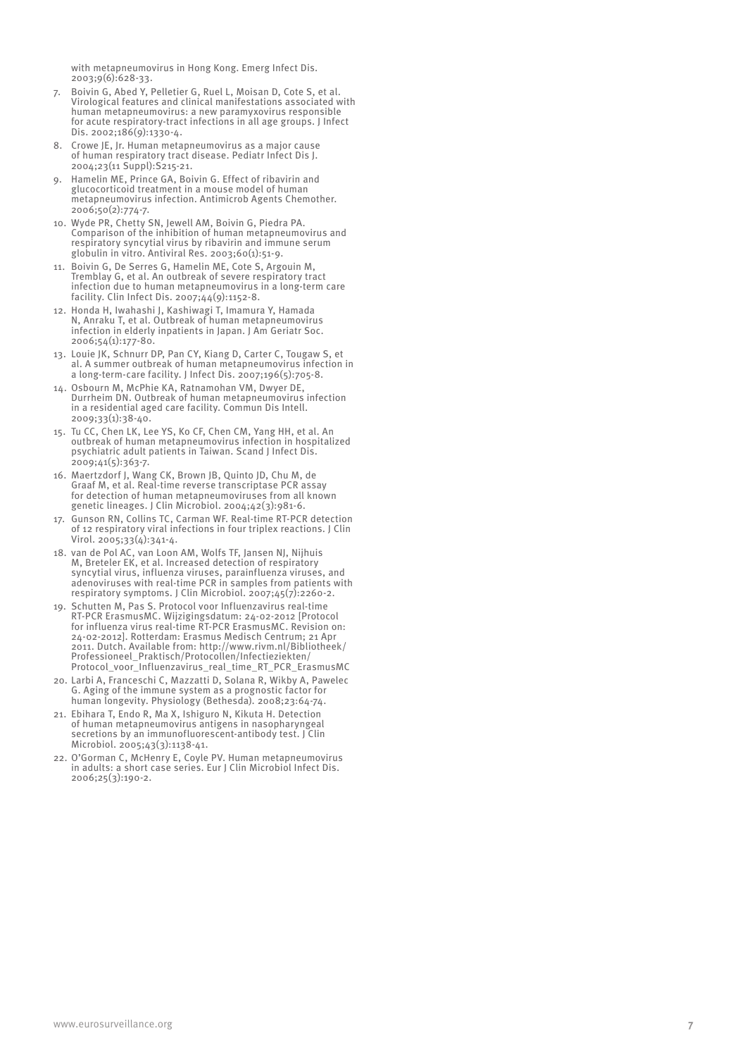with metapneumovirus in Hong Kong. Emerg Infect Dis. 2003;9(6):628-33.

7. Boivin G, Abed Y, Pelletier G, Ruel L, Moisan D, Cote S, et al. Virological features and clinical manifestations associated with human metapneumovirus: a new paramyxovirus responsible for acute respiratory-tract infections in all age groups. J Infect Dis. 2002;186(9):1330-4.
8. Crowe JE, Jr. Human metapneumovirus as a major cause of human respiratory tract disease. Pediatr Infect Dis J. 2004;23(11 Suppl):S215-21.
9. Hamelin ME, Prince GA, Boivin G. Effect of ribavirin and glucocorticoid treatment in a mouse model of human metapneumovirus infection. Antimicrob Agents Chemother. 2006;50(2):774-7.
10. Wyde PR, Chetty SN, Jewell AM, Boivin G, Piedra PA. Comparison of the inhibition of human metapneumovirus and respiratory syncytial virus by ribavirin and immune serum globulin in vitro. Antiviral Res. 2003;60(1):51-9.
11. Boivin G, De Serres G, Hamelin ME, Cote S, Argouin M, Tremblay G, et al. An outbreak of severe respiratory tract infection due to human metapneumovirus in a long-term care facility. Clin Infect Dis. 2007;44(9):1152-8.
12. Honda H, Iwahashi J, Kashiwagi T, Imamura Y, Hamada N, Anraku T, et al. Outbreak of human metapneumovirus infection in elderly inpatients in Japan. J Am Geriatr Soc. 2006;54(1):177-80.
13. Louie JK, Schnurr DP, Pan CY, Kiang D, Carter C, Tougaw S, et al. A summer outbreak of human metapneumovirus infection in a long-term-care facility. J Infect Dis. 2007;196(5):705-8.
14. Osbourn M, McPhie KA, Ratnamohan VM, Dwyer DE, Durrheim DN. Outbreak of human metapneumovirus infection in a residential aged care facility. Commun Dis Intell. 2009;33(1):38-40.
15. Tu CC, Chen LK, Lee YS, Ko CF, Chen CM, Yang HH, et al. An outbreak of human metapneumovirus infection in hospitalized psychiatric adult patients in Taiwan. Scand J Infect Dis. 2009;41(5):363-7.
16. Maertzdorf J, Wang CK, Brown JB, Quinto JD, Chu M, de Graaf M, et al. Real-time reverse transcriptase PCR assay for detection of human metapneumoviruses from all known genetic lineages. J Clin Microbiol. 2004;42(3):981-6.
17. Gunson RN, Collins TC, Carman WF. Real-time RT-PCR detection of 12 respiratory viral infections in four triplex reactions. J Clin Virol. 2005;33(4):341-4.
18. van de Pol AC, van Loon AM, Wolfs TF, Jansen NJ, Nijhuis M, Breteler EK, et al. Increased detection of respiratory syncytial virus, influenza viruses, parainfluenza viruses, and adenoviruses with real-time PCR in samples from patients with respiratory symptoms. J Clin Microbiol. 2007;45(7):2260-2.
19. Schutten M, Pas S. Protocol voor Influenzavirus real-time RT-PCR ErasmusMC. Wijzigingsdatum: 24-02-2012 [Protocol for influenza virus real-time RT-PCR ErasmusMC. Revision on: 24-02-2012]. Rotterdam: Erasmus Medisch Centrum; 21 Apr 2011. Dutch. Available from: http://www.rivm.nl/Bibliotheek/Professioneel_Praktisch/Protocollen/Infectieziekten/Protocol_voor_Influenzavirus_real_time_RT_PCR_ErasmusMC
20. Larbi A, Franceschi C, Mazzatti D, Solana R, Wikby A, Pawelec G. Aging of the immune system as a prognostic factor for human longevity. Physiology (Bethesda). 2008;23:64-74.
21. Ebihara T, Endo R, Ma X, Ishiguro N, Kikuta H. Detection of human metapneumovirus antigens in nasopharyngeal secretions by an immunofluorescent-antibody test. J Clin Microbiol. 2005;43(3):1138-41.
22. O'Gorman C, McHenry E, Coyle PV. Human metapneumovirus in adults: a short case series. Eur J Clin Microbiol Infect Dis. 2006;25(3):190-2.